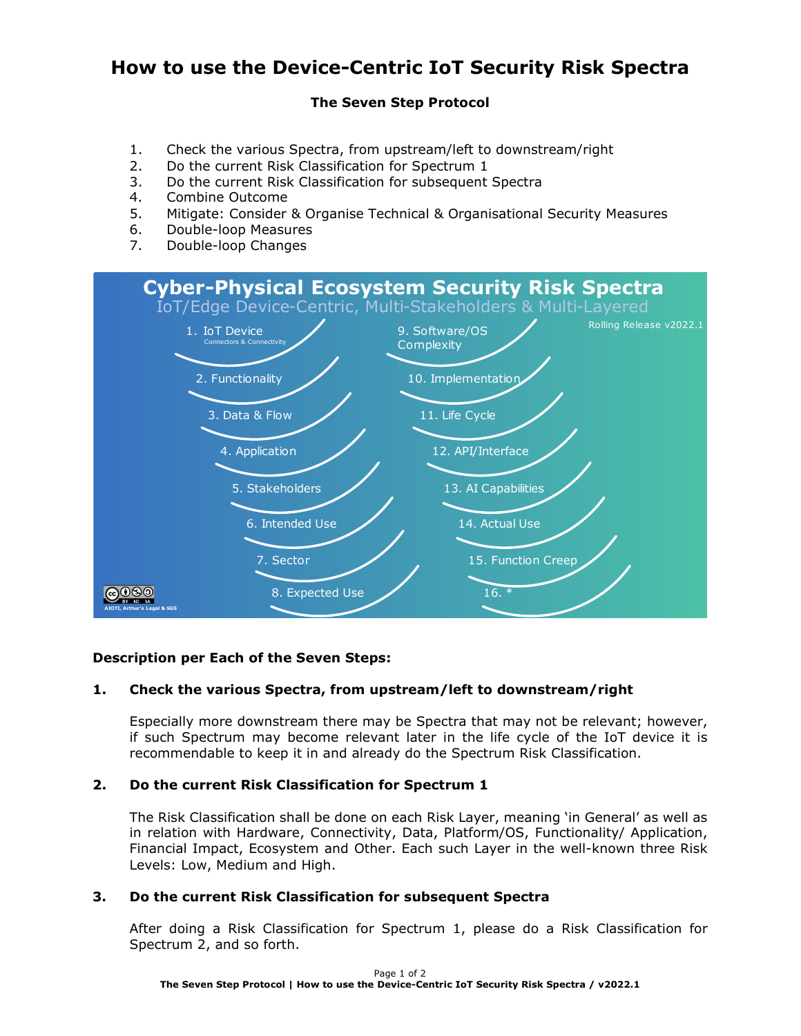# How to use the Device-Centric IoT Security Risk Spectra

**The Seven Step Protocol**

1. Check the various Spectra, from upstream/left to downstream/right
2. Do the current Risk Classification for Spectrum 1
3. Do the current Risk Classification for subsequent Spectra
4. Combine Outcome
5. Mitigate: Consider & Organise Technical & Organisational Security Measures
6. Double-loop Measures
7. Double-loop Changes

**Cyber-Physical Ecosystem Security Risk Spectra**

IoT/Edge Device-Centric, Multi-Stakeholders & Multi-Layered

Rolling Release v2022.1

1. IoT Device (Connectors & Connectivity)
2. Functionality
3. Data & Flow
4. Application
5. Stakeholders
6. Intended Use
7. Sector
8. Expected Use
9. Software/OS Complexity
10. Implementation
11. Life Cycle
12. API/Interface
13. AI Capabilities
14. Actual Use
15. Function Creep
16. *

AIOTI, Arthur's Legal & SGS

**Description per Each of the Seven Steps:**

**1. Check the various Spectra, from upstream/left to downstream/right**

Especially more downstream there may be Spectra that may not be relevant; however, if such Spectrum may become relevant later in the life cycle of the IoT device it is recommendable to keep it in and already do the Spectrum Risk Classification.

**2. Do the current Risk Classification for Spectrum 1**

The Risk Classification shall be done on each Risk Layer, meaning 'in General' as well as in relation with Hardware, Connectivity, Data, Platform/OS, Functionality/ Application, Financial Impact, Ecosystem and Other. Each such Layer in the well-known three Risk Levels: Low, Medium and High.

**3. Do the current Risk Classification for subsequent Spectra**

After doing a Risk Classification for Spectrum 1, please do a Risk Classification for Spectrum 2, and so forth.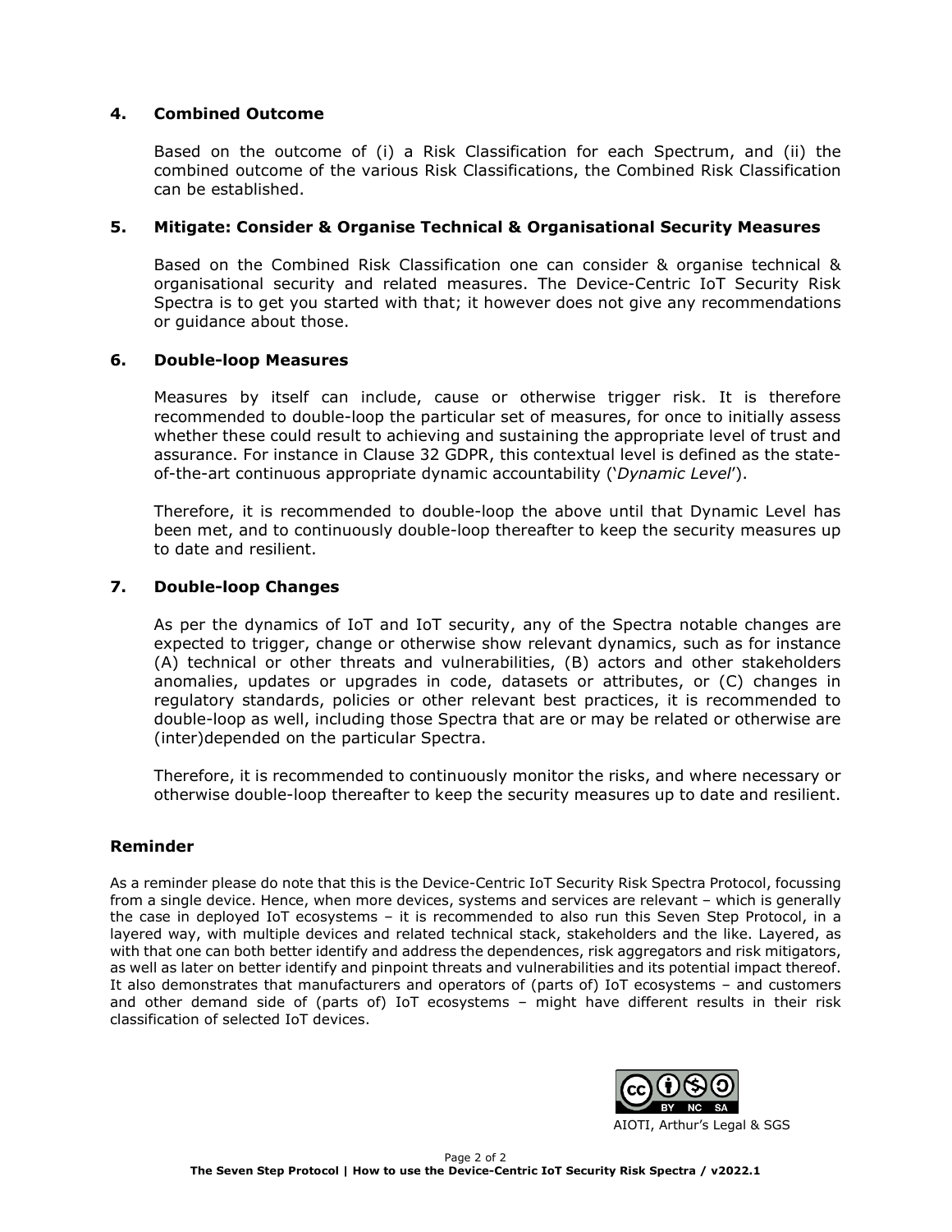## 4. Combined Outcome

Based on the outcome of (i) a Risk Classification for each Spectrum, and (ii) the combined outcome of the various Risk Classifications, the Combined Risk Classification can be established.

## 5. Mitigate: Consider & Organise Technical & Organisational Security Measures

Based on the Combined Risk Classification one can consider & organise technical & organisational security and related measures. The Device-Centric IoT Security Risk Spectra is to get you started with that; it however does not give any recommendations or guidance about those.

## 6. Double-loop Measures

Measures by itself can include, cause or otherwise trigger risk. It is therefore recommended to double-loop the particular set of measures, for once to initially assess whether these could result to achieving and sustaining the appropriate level of trust and assurance. For instance in Clause 32 GDPR, this contextual level is defined as the state-of-the-art continuous appropriate dynamic accountability ('*Dynamic Level*').

Therefore, it is recommended to double-loop the above until that Dynamic Level has been met, and to continuously double-loop thereafter to keep the security measures up to date and resilient.

## 7. Double-loop Changes

As per the dynamics of IoT and IoT security, any of the Spectra notable changes are expected to trigger, change or otherwise show relevant dynamics, such as for instance (A) technical or other threats and vulnerabilities, (B) actors and other stakeholders anomalies, updates or upgrades in code, datasets or attributes, or (C) changes in regulatory standards, policies or other relevant best practices, it is recommended to double-loop as well, including those Spectra that are or may be related or otherwise are (inter)depended on the particular Spectra.

Therefore, it is recommended to continuously monitor the risks, and where necessary or otherwise double-loop thereafter to keep the security measures up to date and resilient.

## Reminder

As a reminder please do note that this is the Device-Centric IoT Security Risk Spectra Protocol, focussing from a single device. Hence, when more devices, systems and services are relevant – which is generally the case in deployed IoT ecosystems – it is recommended to also run this Seven Step Protocol, in a layered way, with multiple devices and related technical stack, stakeholders and the like. Layered, as with that one can both better identify and address the dependences, risk aggregators and risk mitigators, as well as later on better identify and pinpoint threats and vulnerabilities and its potential impact thereof. It also demonstrates that manufacturers and operators of (parts of) IoT ecosystems – and customers and other demand side of (parts of) IoT ecosystems – might have different results in their risk classification of selected IoT devices.

AIOTI, Arthur's Legal & SGS